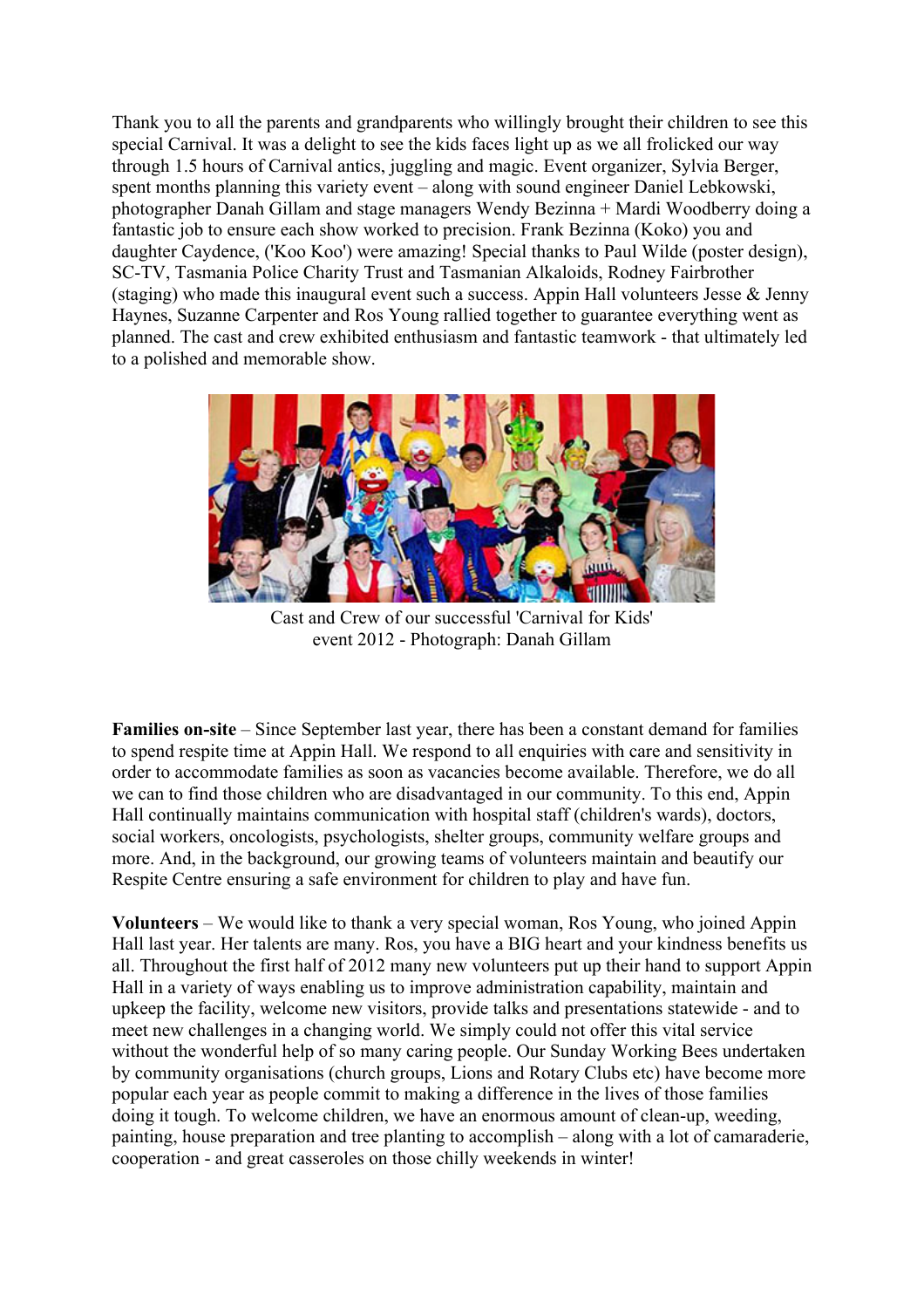Thank you to all the parents and grandparents who willingly brought their children to see this special Carnival. It was a delight to see the kids faces light up as we all frolicked our way through 1.5 hours of Carnival antics, juggling and magic. Event organizer, Sylvia Berger, spent months planning this variety event – along with sound engineer Daniel Lebkowski, photographer Danah Gillam and stage managers Wendy Bezinna + Mardi Woodberry doing a fantastic job to ensure each show worked to precision. Frank Bezinna (Koko) you and daughter Caydence, ('Koo Koo') were amazing! Special thanks to Paul Wilde (poster design), SC-TV, Tasmania Police Charity Trust and Tasmanian Alkaloids, Rodney Fairbrother (staging) who made this inaugural event such a success. Appin Hall volunteers Jesse & Jenny Haynes, Suzanne Carpenter and Ros Young rallied together to guarantee everything went as planned. The cast and crew exhibited enthusiasm and fantastic teamwork - that ultimately led to a polished and memorable show.

Cast and Crew of our successful 'Carnival for Kids' event 2012 - Photograph: Danah Gillam

**Families on-site** – Since September last year, there has been a constant demand for families to spend respite time at Appin Hall. We respond to all enquiries with care and sensitivity in order to accommodate families as soon as vacancies become available. Therefore, we do all we can to find those children who are disadvantaged in our community. To this end, Appin Hall continually maintains communication with hospital staff (children's wards), doctors, social workers, oncologists, psychologists, shelter groups, community welfare groups and more. And, in the background, our growing teams of volunteers maintain and beautify our Respite Centre ensuring a safe environment for children to play and have fun.

**Volunteers** – We would like to thank a very special woman, Ros Young, who joined Appin Hall last year. Her talents are many. Ros, you have a BIG heart and your kindness benefits us all. Throughout the first half of 2012 many new volunteers put up their hand to support Appin Hall in a variety of ways enabling us to improve administration capability, maintain and upkeep the facility, welcome new visitors, provide talks and presentations statewide - and to meet new challenges in a changing world. We simply could not offer this vital service without the wonderful help of so many caring people. Our Sunday Working Bees undertaken by community organisations (church groups, Lions and Rotary Clubs etc) have become more popular each year as people commit to making a difference in the lives of those families doing it tough. To welcome children, we have an enormous amount of clean-up, weeding, painting, house preparation and tree planting to accomplish – along with a lot of camaraderie, cooperation - and great casseroles on those chilly weekends in winter!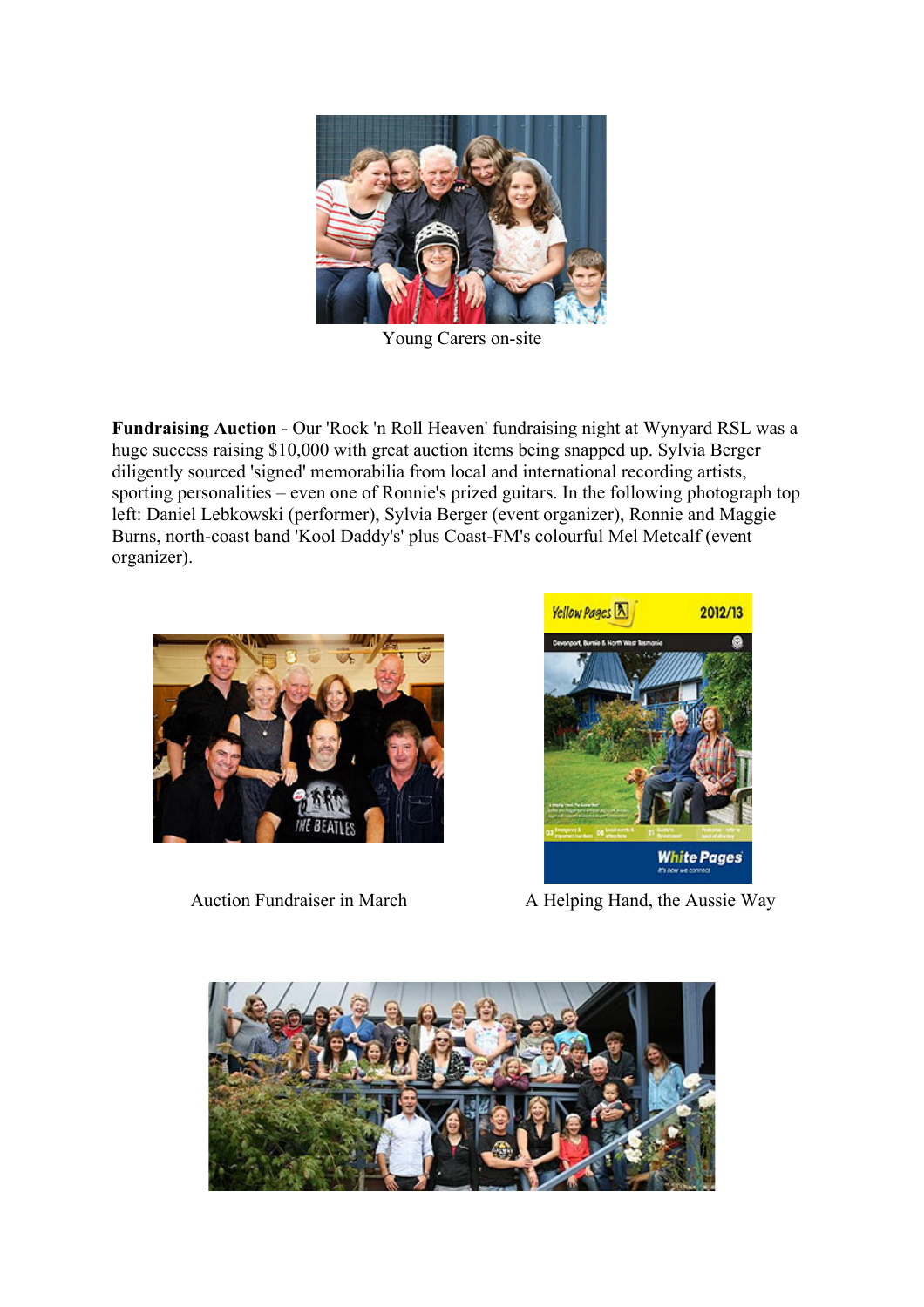Young Carers on-site

**Fundraising Auction** - Our 'Rock 'n Roll Heaven' fundraising night at Wynyard RSL was a huge success raising $10,000 with great auction items being snapped up. Sylvia Berger diligently sourced 'signed' memorabilia from local and international recording artists, sporting personalities – even one of Ronnie's prized guitars. In the following photograph top left: Daniel Lebkowski (performer), Sylvia Berger (event organizer), Ronnie and Maggie Burns, north-coast band 'Kool Daddy's' plus Coast-FM's colourful Mel Metcalf (event organizer).

Auction Fundraiser in March

A Helping Hand, the Aussie Way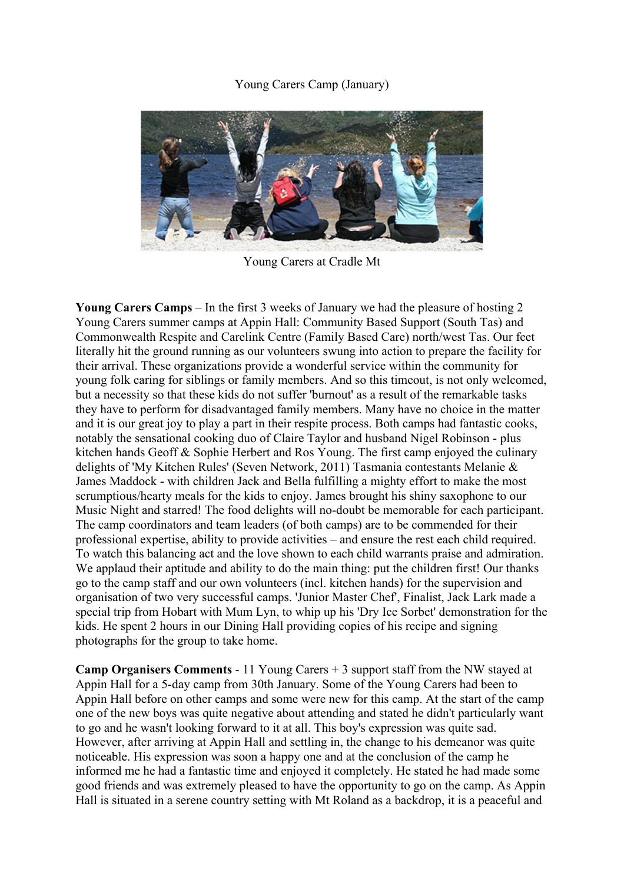Young Carers Camp (January)

Young Carers at Cradle Mt

**Young Carers Camps** – In the first 3 weeks of January we had the pleasure of hosting 2 Young Carers summer camps at Appin Hall: Community Based Support (South Tas) and Commonwealth Respite and Carelink Centre (Family Based Care) north/west Tas. Our feet literally hit the ground running as our volunteers swung into action to prepare the facility for their arrival. These organizations provide a wonderful service within the community for young folk caring for siblings or family members. And so this timeout, is not only welcomed, but a necessity so that these kids do not suffer 'burnout' as a result of the remarkable tasks they have to perform for disadvantaged family members. Many have no choice in the matter and it is our great joy to play a part in their respite process. Both camps had fantastic cooks, notably the sensational cooking duo of Claire Taylor and husband Nigel Robinson - plus kitchen hands Geoff & Sophie Herbert and Ros Young. The first camp enjoyed the culinary delights of 'My Kitchen Rules' (Seven Network, 2011) Tasmania contestants Melanie & James Maddock - with children Jack and Bella fulfilling a mighty effort to make the most scrumptious/hearty meals for the kids to enjoy. James brought his shiny saxophone to our Music Night and starred! The food delights will no-doubt be memorable for each participant. The camp coordinators and team leaders (of both camps) are to be commended for their professional expertise, ability to provide activities – and ensure the rest each child required. To watch this balancing act and the love shown to each child warrants praise and admiration. We applaud their aptitude and ability to do the main thing: put the children first! Our thanks go to the camp staff and our own volunteers (incl. kitchen hands) for the supervision and organisation of two very successful camps. 'Junior Master Chef', Finalist, Jack Lark made a special trip from Hobart with Mum Lyn, to whip up his 'Dry Ice Sorbet' demonstration for the kids. He spent 2 hours in our Dining Hall providing copies of his recipe and signing photographs for the group to take home.

**Camp Organisers Comments** - 11 Young Carers + 3 support staff from the NW stayed at Appin Hall for a 5-day camp from 30th January. Some of the Young Carers had been to Appin Hall before on other camps and some were new for this camp. At the start of the camp one of the new boys was quite negative about attending and stated he didn't particularly want to go and he wasn't looking forward to it at all. This boy's expression was quite sad. However, after arriving at Appin Hall and settling in, the change to his demeanor was quite noticeable. His expression was soon a happy one and at the conclusion of the camp he informed me he had a fantastic time and enjoyed it completely. He stated he had made some good friends and was extremely pleased to have the opportunity to go on the camp. As Appin Hall is situated in a serene country setting with Mt Roland as a backdrop, it is a peaceful and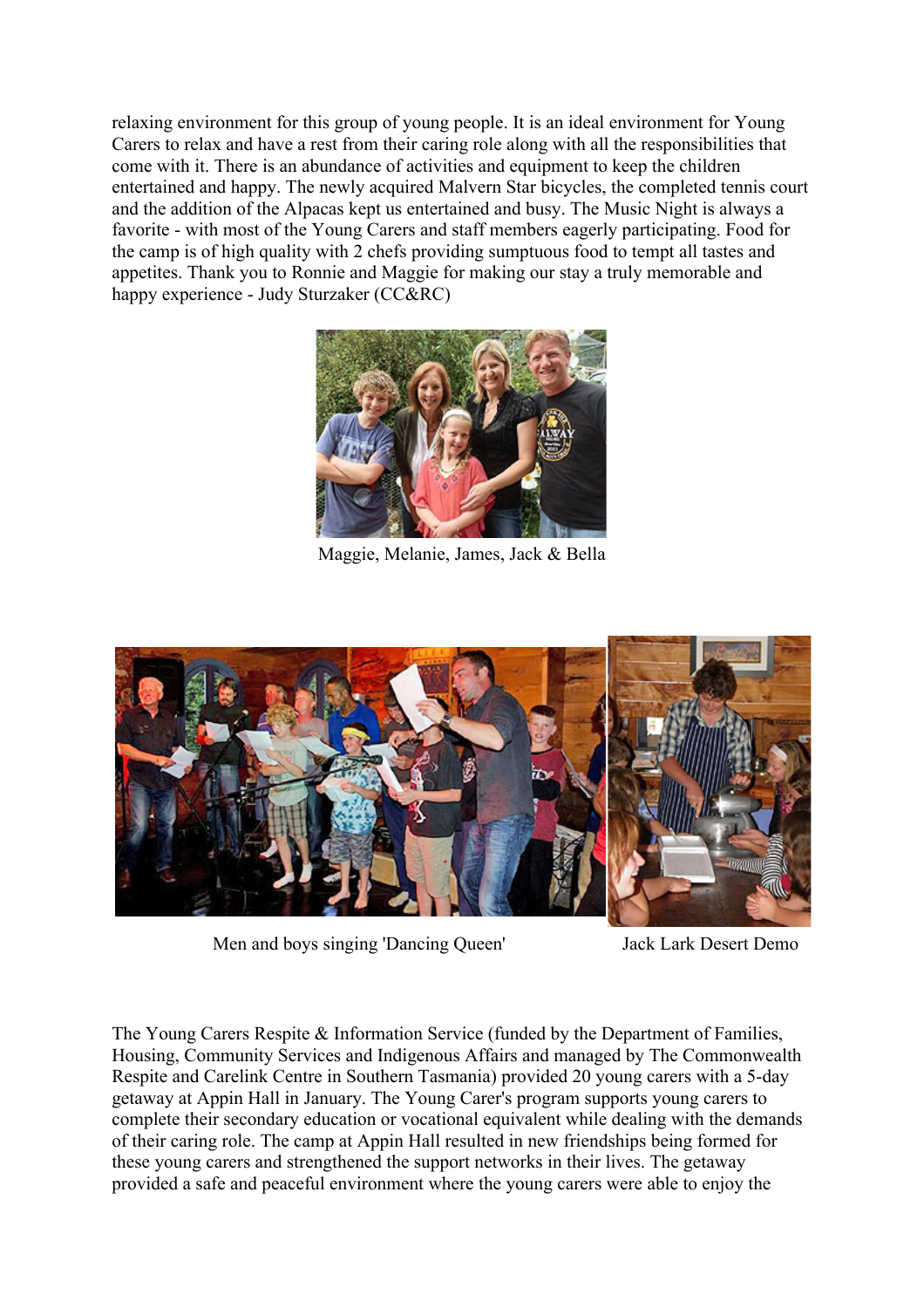relaxing environment for this group of young people. It is an ideal environment for Young Carers to relax and have a rest from their caring role along with all the responsibilities that come with it. There is an abundance of activities and equipment to keep the children entertained and happy. The newly acquired Malvern Star bicycles, the completed tennis court and the addition of the Alpacas kept us entertained and busy. The Music Night is always a favorite - with most of the Young Carers and staff members eagerly participating. Food for the camp is of high quality with 2 chefs providing sumptuous food to tempt all tastes and appetites. Thank you to Ronnie and Maggie for making our stay a truly memorable and happy experience - Judy Sturzaker (CC&RC)

Maggie, Melanie, James, Jack & Bella

Men and boys singing 'Dancing Queen'

Jack Lark Desert Demo

The Young Carers Respite & Information Service (funded by the Department of Families, Housing, Community Services and Indigenous Affairs and managed by The Commonwealth Respite and Carelink Centre in Southern Tasmania) provided 20 young carers with a 5-day getaway at Appin Hall in January. The Young Carer's program supports young carers to complete their secondary education or vocational equivalent while dealing with the demands of their caring role. The camp at Appin Hall resulted in new friendships being formed for these young carers and strengthened the support networks in their lives. The getaway provided a safe and peaceful environment where the young carers were able to enjoy the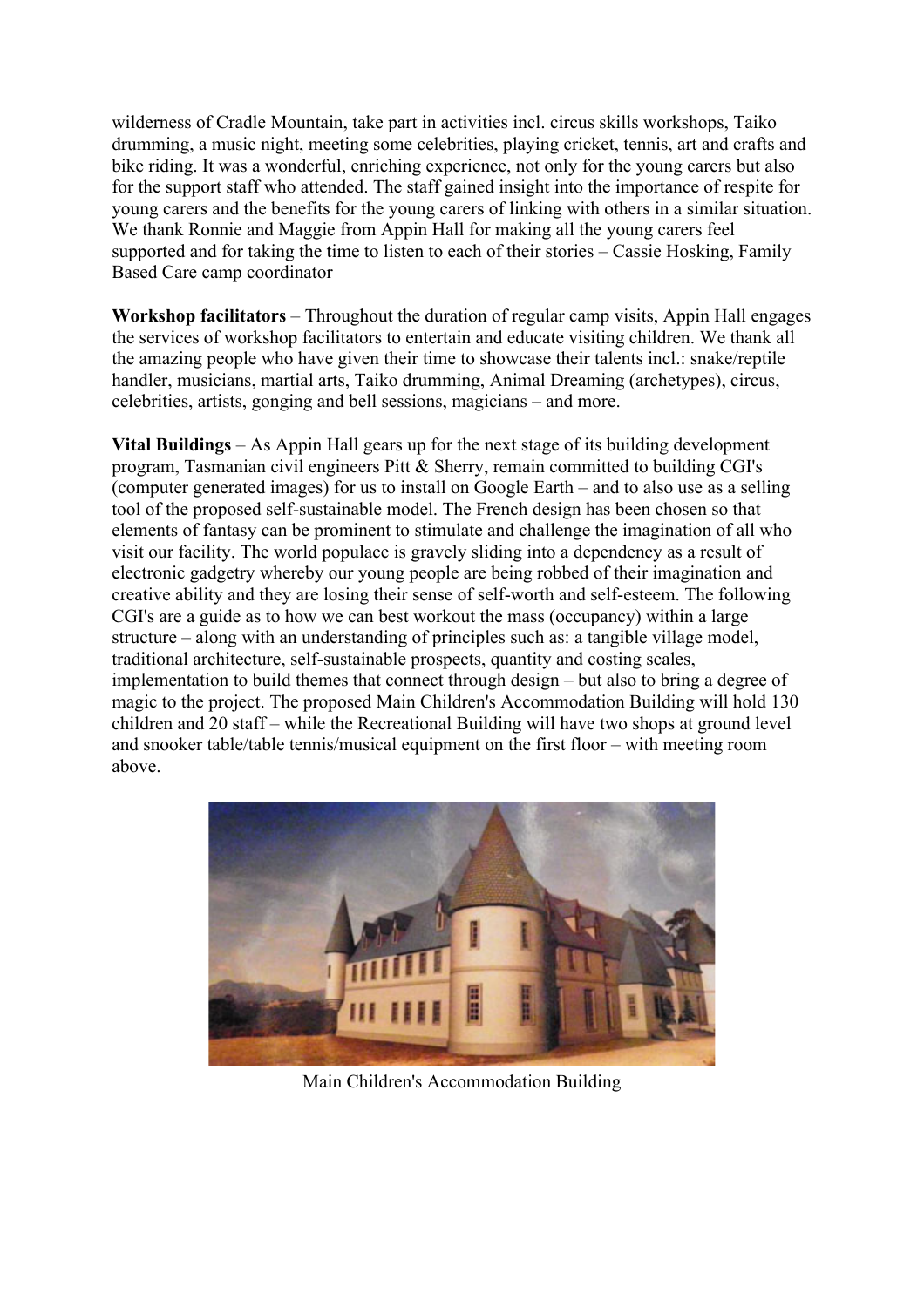wilderness of Cradle Mountain, take part in activities incl. circus skills workshops, Taiko drumming, a music night, meeting some celebrities, playing cricket, tennis, art and crafts and bike riding. It was a wonderful, enriching experience, not only for the young carers but also for the support staff who attended. The staff gained insight into the importance of respite for young carers and the benefits for the young carers of linking with others in a similar situation. We thank Ronnie and Maggie from Appin Hall for making all the young carers feel supported and for taking the time to listen to each of their stories – Cassie Hosking, Family Based Care camp coordinator

**Workshop facilitators** – Throughout the duration of regular camp visits, Appin Hall engages the services of workshop facilitators to entertain and educate visiting children. We thank all the amazing people who have given their time to showcase their talents incl.: snake/reptile handler, musicians, martial arts, Taiko drumming, Animal Dreaming (archetypes), circus, celebrities, artists, gonging and bell sessions, magicians – and more.

**Vital Buildings** – As Appin Hall gears up for the next stage of its building development program, Tasmanian civil engineers Pitt & Sherry, remain committed to building CGI's (computer generated images) for us to install on Google Earth – and to also use as a selling tool of the proposed self-sustainable model. The French design has been chosen so that elements of fantasy can be prominent to stimulate and challenge the imagination of all who visit our facility. The world populace is gravely sliding into a dependency as a result of electronic gadgetry whereby our young people are being robbed of their imagination and creative ability and they are losing their sense of self-worth and self-esteem. The following CGI's are a guide as to how we can best workout the mass (occupancy) within a large structure – along with an understanding of principles such as: a tangible village model, traditional architecture, self-sustainable prospects, quantity and costing scales, implementation to build themes that connect through design – but also to bring a degree of magic to the project. The proposed Main Children's Accommodation Building will hold 130 children and 20 staff – while the Recreational Building will have two shops at ground level and snooker table/table tennis/musical equipment on the first floor – with meeting room above.

Main Children's Accommodation Building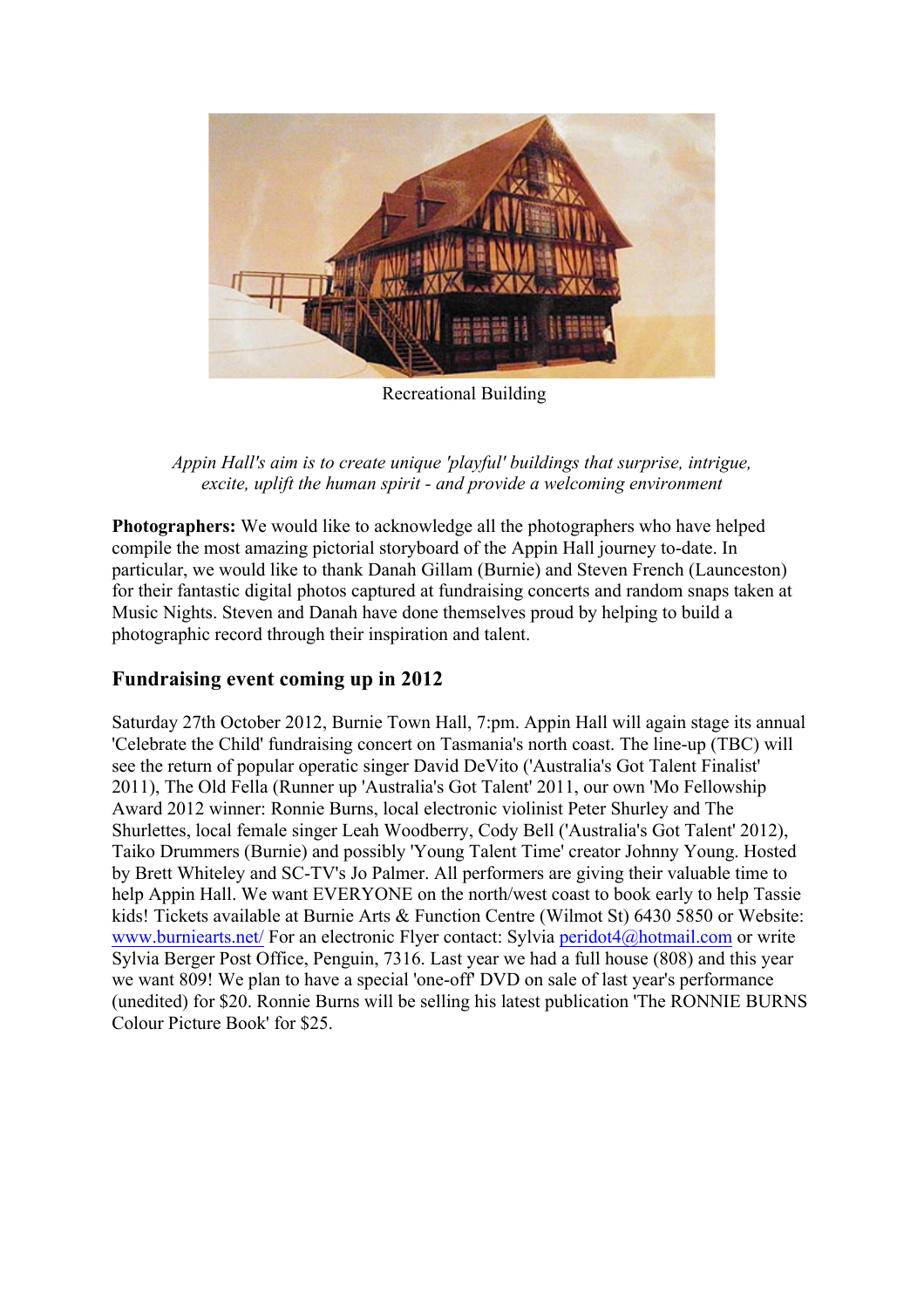Recreational Building

*Appin Hall's aim is to create unique 'playful' buildings that surprise, intrigue, excite, uplift the human spirit - and provide a welcoming environment*

**Photographers:** We would like to acknowledge all the photographers who have helped compile the most amazing pictorial storyboard of the Appin Hall journey to-date. In particular, we would like to thank Danah Gillam (Burnie) and Steven French (Launceston) for their fantastic digital photos captured at fundraising concerts and random snaps taken at Music Nights. Steven and Danah have done themselves proud by helping to build a photographic record through their inspiration and talent.

## Fundraising event coming up in 2012

Saturday 27th October 2012, Burnie Town Hall, 7:pm. Appin Hall will again stage its annual 'Celebrate the Child' fundraising concert on Tasmania's north coast. The line-up (TBC) will see the return of popular operatic singer David DeVito ('Australia's Got Talent Finalist' 2011), The Old Fella (Runner up 'Australia's Got Talent' 2011, our own 'Mo Fellowship Award 2012 winner: Ronnie Burns, local electronic violinist Peter Shurley and The Shurlettes, local female singer Leah Woodberry, Cody Bell ('Australia's Got Talent' 2012), Taiko Drummers (Burnie) and possibly 'Young Talent Time' creator Johnny Young. Hosted by Brett Whiteley and SC-TV's Jo Palmer. All performers are giving their valuable time to help Appin Hall. We want EVERYONE on the north/west coast to book early to help Tassie kids! Tickets available at Burnie Arts & Function Centre (Wilmot St) 6430 5850 or Website: [www.burniearts.net/](http://www.burniearts.net/) For an electronic Flyer contact: Sylvia [peridot4@hotmail.com](mailto:peridot4@hotmail.com) or write Sylvia Berger Post Office, Penguin, 7316. Last year we had a full house (808) and this year we want 809! We plan to have a special 'one-off' DVD on sale of last year's performance (unedited) for $20. Ronnie Burns will be selling his latest publication 'The RONNIE BURNS Colour Picture Book' for $25.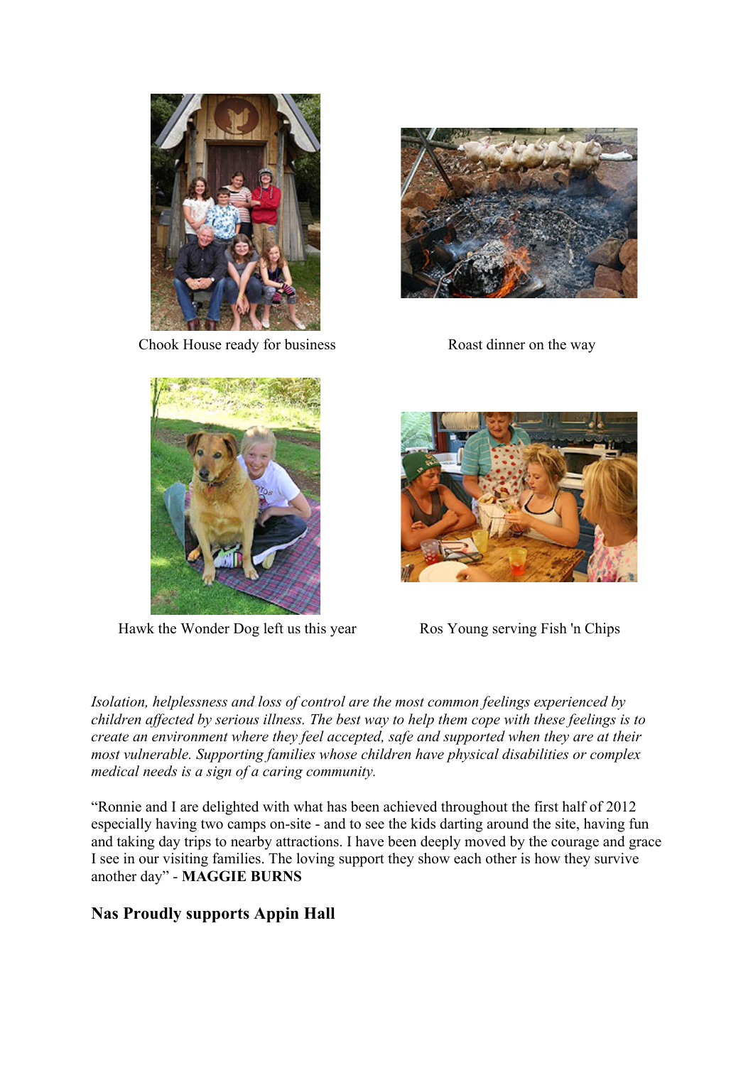Chook House ready for business

Roast dinner on the way

Hawk the Wonder Dog left us this year

Ros Young serving Fish 'n Chips

*Isolation, helplessness and loss of control are the most common feelings experienced by children affected by serious illness. The best way to help them cope with these feelings is to create an environment where they feel accepted, safe and supported when they are at their most vulnerable. Supporting families whose children have physical disabilities or complex medical needs is a sign of a caring community.*

"Ronnie and I are delighted with what has been achieved throughout the first half of 2012 especially having two camps on-site - and to see the kids darting around the site, having fun and taking day trips to nearby attractions. I have been deeply moved by the courage and grace I see in our visiting families. The loving support they show each other is how they survive another day" - **MAGGIE BURNS**

### Nas Proudly supports Appin Hall